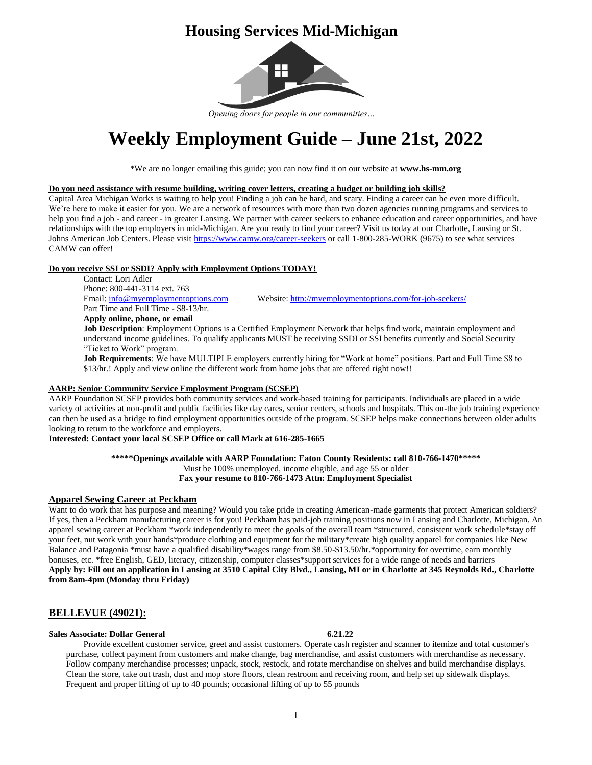# Housing Services Mid-Michigan

*Opening doors for people in our communities…*

# Weekly Employment Guide – June 21st, 2022

*We are no longer emailing this guide; you can now find it on our website at **www.hs-mm.org**

**Do you need assistance with resume building, writing cover letters, creating a budget or building job skills?**
Capital Area Michigan Works is waiting to help you! Finding a job can be hard, and scary. Finding a career can be even more difficult. We're here to make it easier for you. We are a network of resources with more than two dozen agencies running programs and services to help you find a job - and career - in greater Lansing. We partner with career seekers to enhance education and career opportunities, and have relationships with the top employers in mid-Michigan. Are you ready to find your career? Visit us today at our Charlotte, Lansing or St. Johns American Job Centers. Please visit https://www.camw.org/career-seekers or call 1-800-285-WORK (9675) to see what services CAMW can offer!

**Do you receive SSI or SSDI? Apply with Employment Options TODAY!**

Contact: Lori Adler
Phone: 800-441-3114 ext. 763
Email: info@myemploymentoptions.com Website: http://myemploymentoptions.com/for-job-seekers/
Part Time and Full Time - $8-13/hr.
**Apply online, phone, or email**
**Job Description**: Employment Options is a Certified Employment Network that helps find work, maintain employment and understand income guidelines. To qualify applicants MUST be receiving SSDI or SSI benefits currently and Social Security "Ticket to Work" program.
**Job Requirements**: We have MULTIPLE employers currently hiring for "Work at home" positions. Part and Full Time $8 to $13/hr.! Apply and view online the different work from home jobs that are offered right now!!

**AARP: Senior Community Service Employment Program (SCSEP)**
AARP Foundation SCSEP provides both community services and work-based training for participants. Individuals are placed in a wide variety of activities at non-profit and public facilities like day cares, senior centers, schools and hospitals. This on-the job training experience can then be used as a bridge to find employment opportunities outside of the program. SCSEP helps make connections between older adults looking to return to the workforce and employers.
**Interested: Contact your local SCSEP Office or call Mark at 616-285-1665**

**\*\*\*\*\*Openings available with AARP Foundation: Eaton County Residents: call 810-766-1470\*\*\*\*\***
Must be 100% unemployed, income eligible, and age 55 or older
**Fax your resume to 810-766-1473 Attn: Employment Specialist**

**Apparel Sewing Career at Peckham**
Want to do work that has purpose and meaning? Would you take pride in creating American-made garments that protect American soldiers? If yes, then a Peckham manufacturing career is for you! Peckham has paid-job training positions now in Lansing and Charlotte, Michigan. An apparel sewing career at Peckham *work independently to meet the goals of the overall team *structured, consistent work schedule*stay off your feet, nut work with your hands*produce clothing and equipment for the military*create high quality apparel for companies like New Balance and Patagonia *must have a qualified disability*wages range from $8.50-$13.50/hr.*opportunity for overtime, earn monthly bonuses, etc. *free English, GED, literacy, citizenship, computer classes*support services for a wide range of needs and barriers
**Apply by: Fill out an application in Lansing at 3510 Capital City Blvd., Lansing, MI or in Charlotte at 345 Reynolds Rd., Charlotte from 8am-4pm (Monday thru Friday)**

## BELLEVUE (49021):

**Sales Associate: Dollar General** **6.21.22**
Provide excellent customer service, greet and assist customers. Operate cash register and scanner to itemize and total customer's purchase, collect payment from customers and make change, bag merchandise, and assist customers with merchandise as necessary. Follow company merchandise processes; unpack, stock, restock, and rotate merchandise on shelves and build merchandise displays. Clean the store, take out trash, dust and mop store floors, clean restroom and receiving room, and help set up sidewalk displays. Frequent and proper lifting of up to 40 pounds; occasional lifting of up to 55 pounds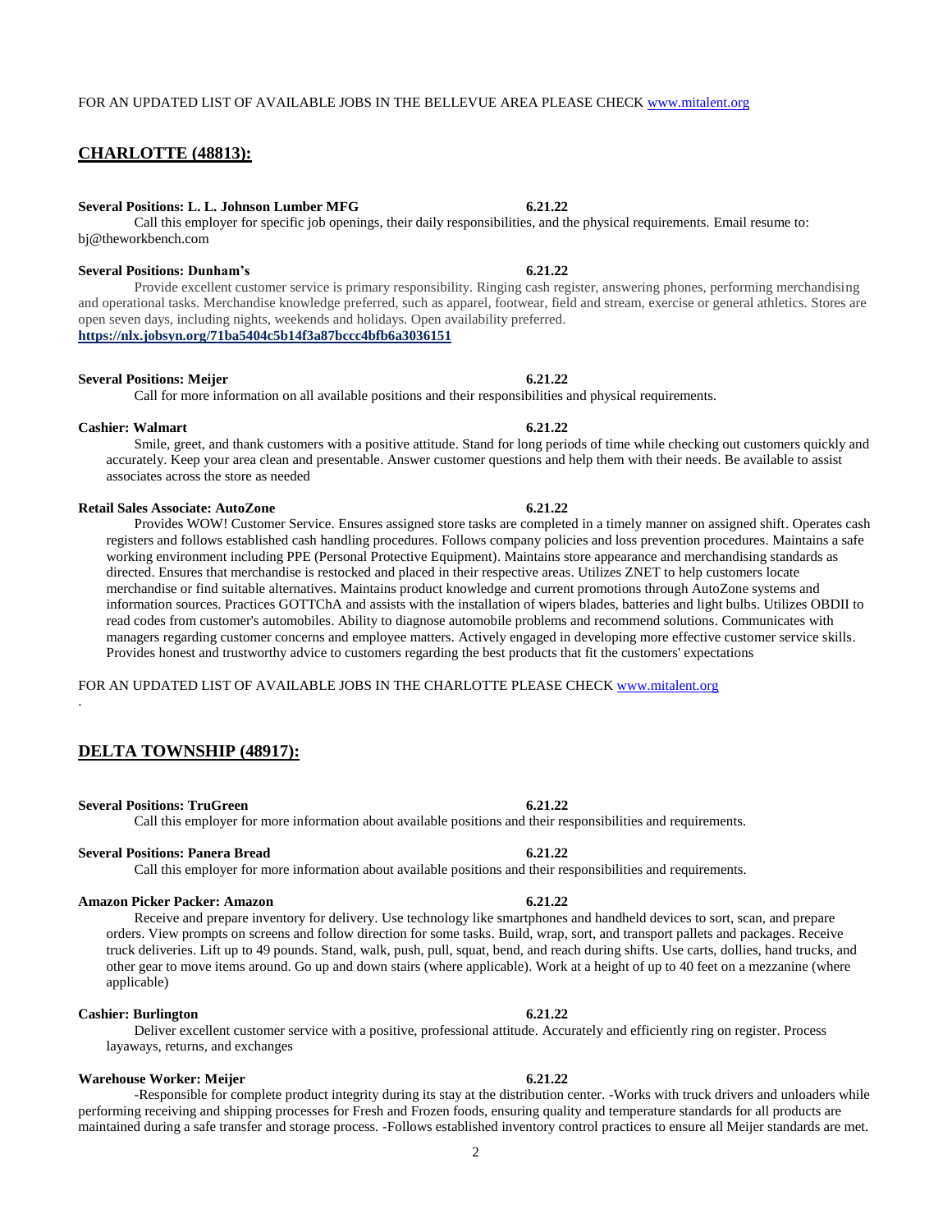FOR AN UPDATED LIST OF AVAILABLE JOBS IN THE BELLEVUE AREA PLEASE CHECK [www.mitalent.org](http://www.mitalent.org)

## CHARLOTTE (48813):

**Several Positions: L. L. Johnson Lumber MFG** **6.21.22**

Call this employer for specific job openings, their daily responsibilities, and the physical requirements. Email resume to: bj@theworkbench.com

**Several Positions: Dunham's** **6.21.22**

Provide excellent customer service is primary responsibility. Ringing cash register, answering phones, performing merchandising and operational tasks. Merchandise knowledge preferred, such as apparel, footwear, field and stream, exercise or general athletics. Stores are open seven days, including nights, weekends and holidays. Open availability preferred.
**https://nlx.jobsyn.org/71ba5404c5b14f3a87bccc4bfb6a3036151**

**Several Positions: Meijer** **6.21.22**

Call for more information on all available positions and their responsibilities and physical requirements.

**Cashier: Walmart** **6.21.22**

Smile, greet, and thank customers with a positive attitude. Stand for long periods of time while checking out customers quickly and accurately. Keep your area clean and presentable. Answer customer questions and help them with their needs. Be available to assist associates across the store as needed

**Retail Sales Associate: AutoZone** **6.21.22**

Provides WOW! Customer Service. Ensures assigned store tasks are completed in a timely manner on assigned shift. Operates cash registers and follows established cash handling procedures. Follows company policies and loss prevention procedures. Maintains a safe working environment including PPE (Personal Protective Equipment). Maintains store appearance and merchandising standards as directed. Ensures that merchandise is restocked and placed in their respective areas. Utilizes ZNET to help customers locate merchandise or find suitable alternatives. Maintains product knowledge and current promotions through AutoZone systems and information sources. Practices GOTTChA and assists with the installation of wipers blades, batteries and light bulbs. Utilizes OBDII to read codes from customer's automobiles. Ability to diagnose automobile problems and recommend solutions. Communicates with managers regarding customer concerns and employee matters. Actively engaged in developing more effective customer service skills. Provides honest and trustworthy advice to customers regarding the best products that fit the customers' expectations

FOR AN UPDATED LIST OF AVAILABLE JOBS IN THE CHARLOTTE PLEASE CHECK [www.mitalent.org](http://www.mitalent.org)

.

## DELTA TOWNSHIP (48917):

**Several Positions: TruGreen** **6.21.22**

Call this employer for more information about available positions and their responsibilities and requirements.

**Several Positions: Panera Bread** **6.21.22**

Call this employer for more information about available positions and their responsibilities and requirements.

**Amazon Picker Packer: Amazon** **6.21.22**

Receive and prepare inventory for delivery. Use technology like smartphones and handheld devices to sort, scan, and prepare orders. View prompts on screens and follow direction for some tasks. Build, wrap, sort, and transport pallets and packages. Receive truck deliveries. Lift up to 49 pounds. Stand, walk, push, pull, squat, bend, and reach during shifts. Use carts, dollies, hand trucks, and other gear to move items around. Go up and down stairs (where applicable). Work at a height of up to 40 feet on a mezzanine (where applicable)

**Cashier: Burlington** **6.21.22**

Deliver excellent customer service with a positive, professional attitude. Accurately and efficiently ring on register. Process layaways, returns, and exchanges

**Warehouse Worker: Meijer** **6.21.22**

-Responsible for complete product integrity during its stay at the distribution center. -Works with truck drivers and unloaders while performing receiving and shipping processes for Fresh and Frozen foods, ensuring quality and temperature standards for all products are maintained during a safe transfer and storage process. -Follows established inventory control practices to ensure all Meijer standards are met.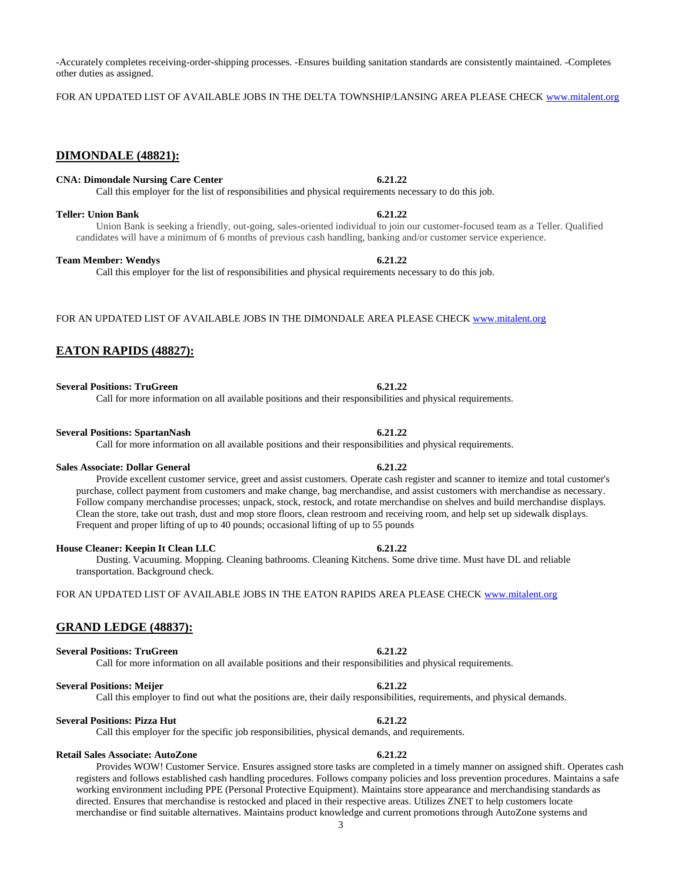-Accurately completes receiving-order-shipping processes. -Ensures building sanitation standards are consistently maintained. -Completes other duties as assigned.

FOR AN UPDATED LIST OF AVAILABLE JOBS IN THE DELTA TOWNSHIP/LANSING AREA PLEASE CHECK [www.mitalent.org](www.mitalent.org)

## DIMONDALE (48821):

**CNA: Dimondale Nursing Care Center** **6.21.22**

Call this employer for the list of responsibilities and physical requirements necessary to do this job.

**Teller: Union Bank** **6.21.22**

Union Bank is seeking a friendly, out-going, sales-oriented individual to join our customer-focused team as a Teller. Qualified candidates will have a minimum of 6 months of previous cash handling, banking and/or customer service experience.

**Team Member: Wendys** **6.21.22**

Call this employer for the list of responsibilities and physical requirements necessary to do this job.

FOR AN UPDATED LIST OF AVAILABLE JOBS IN THE DIMONDALE AREA PLEASE CHECK [www.mitalent.org](www.mitalent.org)

## EATON RAPIDS (48827):

**Several Positions: TruGreen** **6.21.22**

Call for more information on all available positions and their responsibilities and physical requirements.

**Several Positions: SpartanNash** **6.21.22**

Call for more information on all available positions and their responsibilities and physical requirements.

**Sales Associate: Dollar General** **6.21.22**

Provide excellent customer service, greet and assist customers. Operate cash register and scanner to itemize and total customer's purchase, collect payment from customers and make change, bag merchandise, and assist customers with merchandise as necessary. Follow company merchandise processes; unpack, stock, restock, and rotate merchandise on shelves and build merchandise displays. Clean the store, take out trash, dust and mop store floors, clean restroom and receiving room, and help set up sidewalk displays. Frequent and proper lifting of up to 40 pounds; occasional lifting of up to 55 pounds

**House Cleaner: Keepin It Clean LLC** **6.21.22**

Dusting. Vacuuming. Mopping. Cleaning bathrooms. Cleaning Kitchens. Some drive time. Must have DL and reliable transportation. Background check.

FOR AN UPDATED LIST OF AVAILABLE JOBS IN THE EATON RAPIDS AREA PLEASE CHECK [www.mitalent.org](www.mitalent.org)

## GRAND LEDGE (48837):

**Several Positions: TruGreen** **6.21.22**

Call for more information on all available positions and their responsibilities and physical requirements.

**Several Positions: Meijer** **6.21.22**

Call this employer to find out what the positions are, their daily responsibilities, requirements, and physical demands.

**Several Positions: Pizza Hut** **6.21.22**

Call this employer for the specific job responsibilities, physical demands, and requirements.

**Retail Sales Associate: AutoZone** **6.21.22**

Provides WOW! Customer Service. Ensures assigned store tasks are completed in a timely manner on assigned shift. Operates cash registers and follows established cash handling procedures. Follows company policies and loss prevention procedures. Maintains a safe working environment including PPE (Personal Protective Equipment). Maintains store appearance and merchandising standards as directed. Ensures that merchandise is restocked and placed in their respective areas. Utilizes ZNET to help customers locate merchandise or find suitable alternatives. Maintains product knowledge and current promotions through AutoZone systems and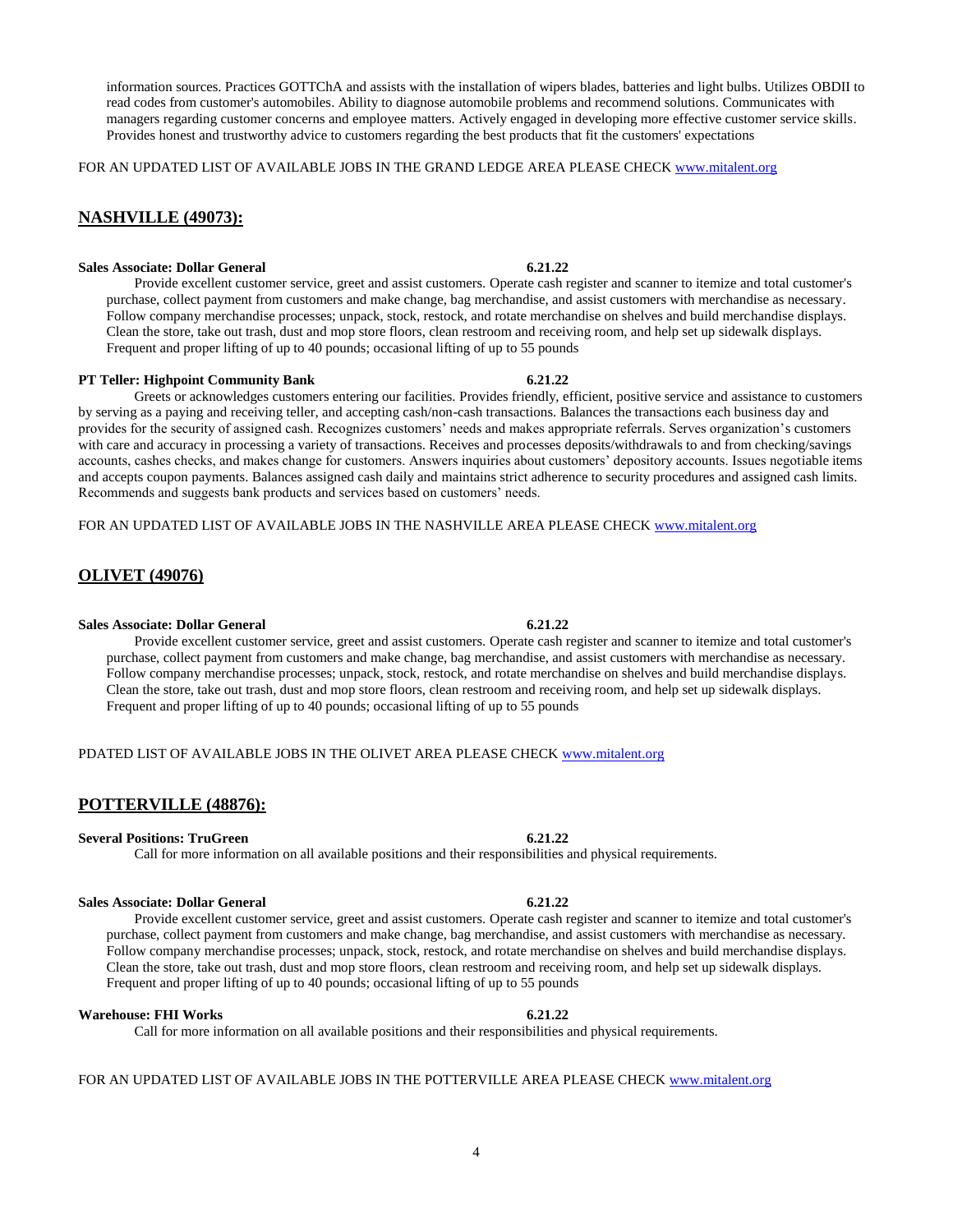information sources. Practices GOTTChA and assists with the installation of wipers blades, batteries and light bulbs. Utilizes OBDII to read codes from customer's automobiles. Ability to diagnose automobile problems and recommend solutions. Communicates with managers regarding customer concerns and employee matters. Actively engaged in developing more effective customer service skills. Provides honest and trustworthy advice to customers regarding the best products that fit the customers' expectations

FOR AN UPDATED LIST OF AVAILABLE JOBS IN THE GRAND LEDGE AREA PLEASE CHECK [www.mitalent.org](www.mitalent.org)

## NASHVILLE (49073):

**Sales Associate: Dollar General** **6.21.22**

Provide excellent customer service, greet and assist customers. Operate cash register and scanner to itemize and total customer's purchase, collect payment from customers and make change, bag merchandise, and assist customers with merchandise as necessary. Follow company merchandise processes; unpack, stock, restock, and rotate merchandise on shelves and build merchandise displays. Clean the store, take out trash, dust and mop store floors, clean restroom and receiving room, and help set up sidewalk displays. Frequent and proper lifting of up to 40 pounds; occasional lifting of up to 55 pounds

**PT Teller: Highpoint Community Bank** **6.21.22**

Greets or acknowledges customers entering our facilities. Provides friendly, efficient, positive service and assistance to customers by serving as a paying and receiving teller, and accepting cash/non-cash transactions. Balances the transactions each business day and provides for the security of assigned cash. Recognizes customers' needs and makes appropriate referrals. Serves organization's customers with care and accuracy in processing a variety of transactions. Receives and processes deposits/withdrawals to and from checking/savings accounts, cashes checks, and makes change for customers. Answers inquiries about customers' depository accounts. Issues negotiable items and accepts coupon payments. Balances assigned cash daily and maintains strict adherence to security procedures and assigned cash limits. Recommends and suggests bank products and services based on customers' needs.

FOR AN UPDATED LIST OF AVAILABLE JOBS IN THE NASHVILLE AREA PLEASE CHECK [www.mitalent.org](www.mitalent.org)

## OLIVET (49076)

**Sales Associate: Dollar General** **6.21.22**

Provide excellent customer service, greet and assist customers. Operate cash register and scanner to itemize and total customer's purchase, collect payment from customers and make change, bag merchandise, and assist customers with merchandise as necessary. Follow company merchandise processes; unpack, stock, restock, and rotate merchandise on shelves and build merchandise displays. Clean the store, take out trash, dust and mop store floors, clean restroom and receiving room, and help set up sidewalk displays. Frequent and proper lifting of up to 40 pounds; occasional lifting of up to 55 pounds

PDATED LIST OF AVAILABLE JOBS IN THE OLIVET AREA PLEASE CHECK [www.mitalent.org](www.mitalent.org)

## POTTERVILLE (48876):

**Several Positions: TruGreen** **6.21.22**

Call for more information on all available positions and their responsibilities and physical requirements.

**Sales Associate: Dollar General** **6.21.22**

Provide excellent customer service, greet and assist customers. Operate cash register and scanner to itemize and total customer's purchase, collect payment from customers and make change, bag merchandise, and assist customers with merchandise as necessary. Follow company merchandise processes; unpack, stock, restock, and rotate merchandise on shelves and build merchandise displays. Clean the store, take out trash, dust and mop store floors, clean restroom and receiving room, and help set up sidewalk displays. Frequent and proper lifting of up to 40 pounds; occasional lifting of up to 55 pounds

**Warehouse: FHI Works** **6.21.22**

Call for more information on all available positions and their responsibilities and physical requirements.

FOR AN UPDATED LIST OF AVAILABLE JOBS IN THE POTTERVILLE AREA PLEASE CHECK [www.mitalent.org](www.mitalent.org)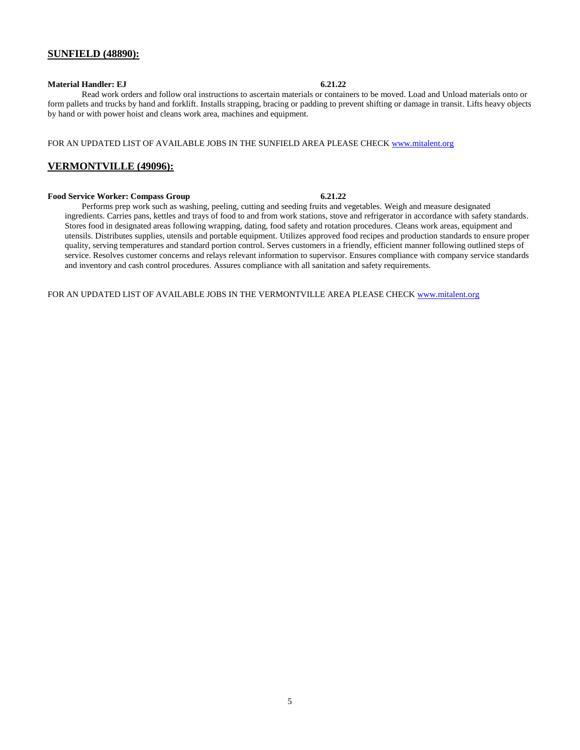## SUNFIELD (48890):

**Material Handler: EJ** **6.21.22**

Read work orders and follow oral instructions to ascertain materials or containers to be moved. Load and Unload materials onto or form pallets and trucks by hand and forklift. Installs strapping, bracing or padding to prevent shifting or damage in transit. Lifts heavy objects by hand or with power hoist and cleans work area, machines and equipment.

FOR AN UPDATED LIST OF AVAILABLE JOBS IN THE SUNFIELD AREA PLEASE CHECK www.mitalent.org

## VERMONTVILLE (49096):

**Food Service Worker: Compass Group** **6.21.22**

Performs prep work such as washing, peeling, cutting and seeding fruits and vegetables. Weigh and measure designated ingredients. Carries pans, kettles and trays of food to and from work stations, stove and refrigerator in accordance with safety standards. Stores food in designated areas following wrapping, dating, food safety and rotation procedures. Cleans work areas, equipment and utensils. Distributes supplies, utensils and portable equipment. Utilizes approved food recipes and production standards to ensure proper quality, serving temperatures and standard portion control. Serves customers in a friendly, efficient manner following outlined steps of service. Resolves customer concerns and relays relevant information to supervisor. Ensures compliance with company service standards and inventory and cash control procedures. Assures compliance with all sanitation and safety requirements.

FOR AN UPDATED LIST OF AVAILABLE JOBS IN THE VERMONTVILLE AREA PLEASE CHECK www.mitalent.org